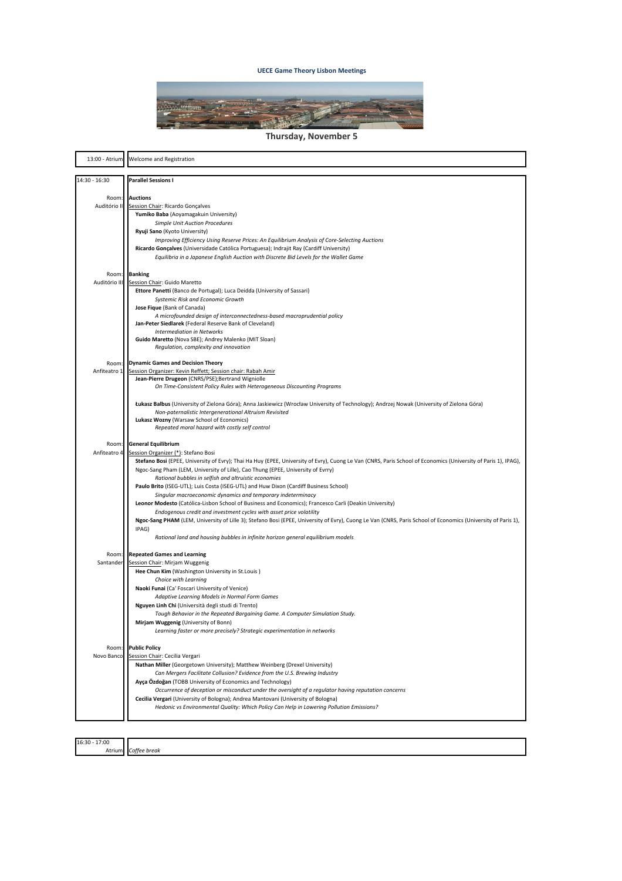# UECE Game Theory Lisbon Meetings

## Thursday, November 5

**13:00 - Atrium** — Welcome and Registration

---

**14:30 - 16:30** — **Parallel Sessions I**

**Room: Auditório II** — **Auctions**

Session Chair: Ricardo Gonçalves

- **Yumiko Baba** (Aoyamagakuin University)
  *Simple Unit Auction Procedures*
- **Ryuji Sano** (Kyoto University)
  *Improving Efficiency Using Reserve Prices: An Equilibrium Analysis of Core-Selecting Auctions*
- **Ricardo Gonçalves** (Universidade Católica Portuguesa); Indrajit Ray (Cardiff University)
  *Equilibria in a Japanese English Auction with Discrete Bid Levels for the Wallet Game*

**Room: Auditório III** — **Banking**

Session Chair: Guido Maretto

- **Ettore Panetti** (Banco de Portugal); Luca Deidda (University of Sassari)
  *Systemic Risk and Economic Growth*
- **Jose Fique** (Bank of Canada)
  *A microfounded design of interconnectedness-based macroprudential policy*
- **Jan-Peter Siedlarek** (Federal Reserve Bank of Cleveland)
  *Intermediation in Networks*
- **Guido Maretto** (Nova SBE); Andrey Malenko (MIT Sloan)
  *Regulation, complexity and innovation*

**Room: Anfiteatro 1** — **Dynamic Games and Decision Theory**

Session Organizer: Kevin Reffett; Session chair: Rabah Amir

- **Jean-Pierre Drugeon** (CNRS/PSE);Bertrand Wigniolle
  *On Time-Consistent Policy Rules with Heterogeneous Discounting Programs*
- **Łukasz Balbus** (University of Zielona Góra); Anna Jaskiewicz (Wrocław University of Technology); Andrzej Nowak (University of Zielona Góra)
  *Non-paternalistic Intergenerational Altruism Revisited*
- **Lukasz Wozny** (Warsaw School of Economics)
  *Repeated moral hazard with costly self control*

**Room: Anfiteatro 4** — **General Equilibrium**

Session Organizer (*): Stefano Bosi

- **Stefano Bosi** (EPEE, University of Evry); Thai Ha Huy (EPEE, University of Evry), Cuong Le Van (CNRS, Paris School of Economics (University of Paris 1), IPAG), Ngoc-Sang Pham (LEM, University of Lille), Cao Thung (EPEE, University of Evry)
  *Rational bubbles in selfish and altruistic economies*
- **Paulo Brito** (ISEG-UTL); Luis Costa (ISEG-UTL) and Huw Dixon (Cardiff Business School)
  *Singular macroeconomic dynamics and temporary indeterminacy*
- **Leonor Modesto** (Católica-Lisbon School of Business and Economics); Francesco Carli (Deakin University)
  *Endogenous credit and investment cycles with asset price volatility*
- **Ngoc-Sang PHAM** (LEM, University of Lille 3); Stefano Bosi (EPEE, University of Evry), Cuong Le Van (CNRS, Paris School of Economics (University of Paris 1), IPAG)
  *Rational land and housing bubbles in infinite horizon general equilibrium models*

**Room: Santander** — **Repeated Games and Learning**

Session Chair: Mirjam Wuggenig

- **Hee Chun Kim** (Washington University in St.Louis )
  *Choice with Learning*
- **Naoki Funai** (Ca' Foscari University of Venice)
  *Adaptive Learning Models in Normal Form Games*
- **Nguyen Linh Chi** (Università degli studi di Trento)
  *Tough Behavior in the Repeated Bargaining Game. A Computer Simulation Study.*
- **Mirjam Wuggenig** (University of Bonn)
  *Learning faster or more precisely? Strategic experimentation in networks*

**Room: Novo Banco** — **Public Policy**

Session Chair: Cecilia Vergari

- **Nathan Miller** (Georgetown University); Matthew Weinberg (Drexel University)
  *Can Mergers Facilitate Collusion? Evidence from the U.S. Brewing Industry*
- **Ayça Özdoğan** (TOBB University of Economics and Technology)
  *Occurrence of deception or misconduct under the oversight of a regulator having reputation concerns*
- **Cecilia Vergari** (University of Bologna); Andrea Mantovani (University of Bologna)
  *Hedonic vs Environmental Quality: Which Policy Can Help in Lowering Pollution Emissions?*

---

**16:30 - 17:00 — Atrium** — *Coffee break*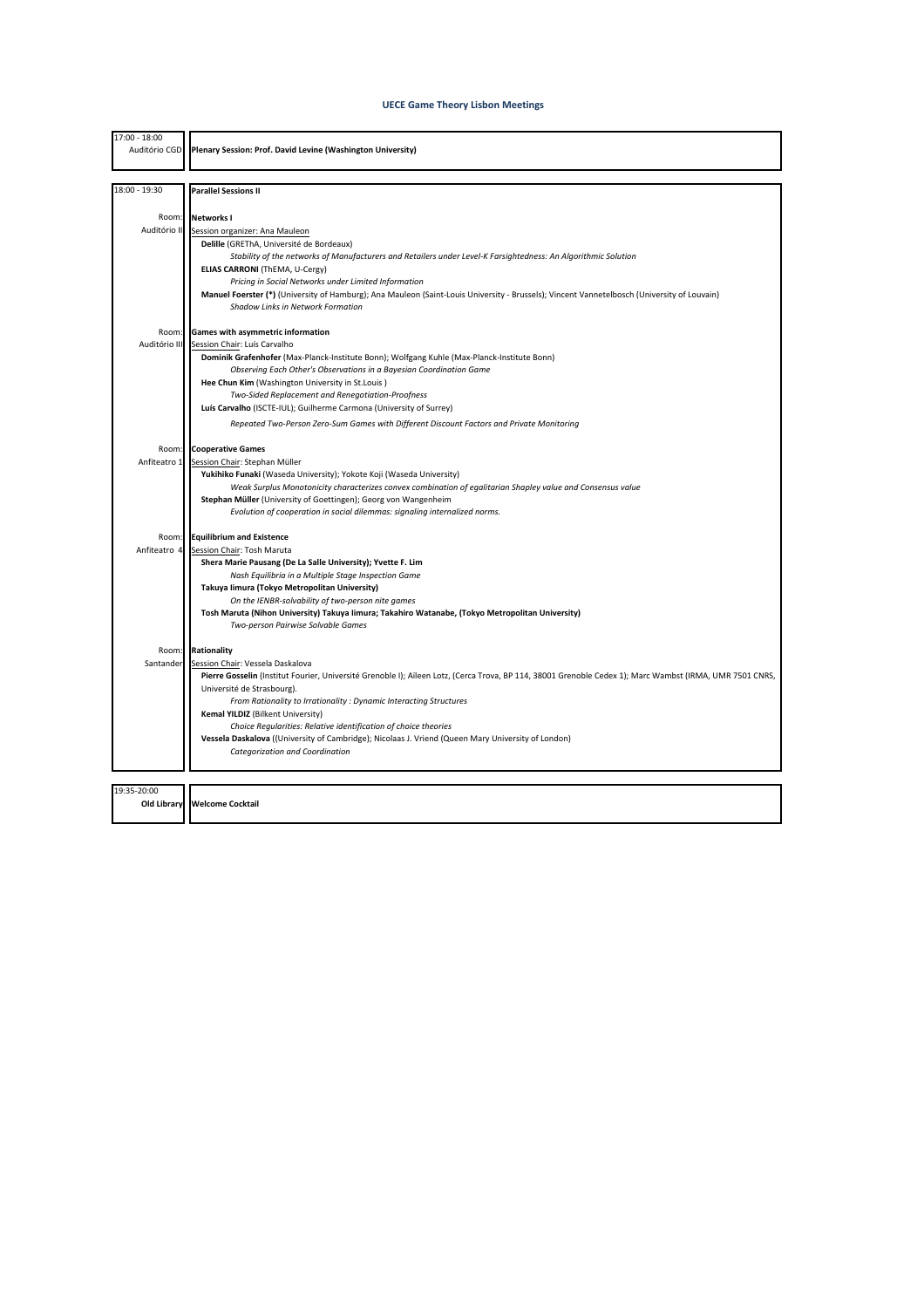# UECE Game Theory Lisbon Meetings

| | |
|---|---|
| 17:00 - 18:00<br>Auditório CGD | **Plenary Session: Prof. David Levine (Washington University)** |

| | |
|---|---|
| 18:00 - 19:30 | **Parallel Sessions II** |
| Room:<br>Auditório II | **Networks I**<br>Session organizer: Ana Mauleon<br>**Delille** (GREThA, Université de Bordeaux)<br>*Stability of the networks of Manufacturers and Retailers under Level-K Farsightedness: An Algorithmic Solution*<br>**ELIAS CARRONI** (ThEMA, U-Cergy)<br>*Pricing in Social Networks under Limited Information*<br>**Manuel Foerster (*)** (University of Hamburg); Ana Mauleon (Saint-Louis University - Brussels); Vincent Vannetelbosch (University of Louvain)<br>*Shadow Links in Network Formation* |
| Room:<br>Auditório III | **Games with asymmetric information**<br>Session Chair: Luís Carvalho<br>**Dominik Grafenhofer** (Max-Planck-Institute Bonn); Wolfgang Kuhle (Max-Planck-Institute Bonn)<br>*Observing Each Other's Observations in a Bayesian Coordination Game*<br>**Hee Chun Kim** (Washington University in St.Louis )<br>*Two-Sided Replacement and Renegotiation-Proofness*<br>**Luís Carvalho** (ISCTE-IUL); Guilherme Carmona (University of Surrey)<br>*Repeated Two-Person Zero-Sum Games with Different Discount Factors and Private Monitoring* |
| Room:<br>Anfiteatro 1 | **Cooperative Games**<br>Session Chair: Stephan Müller<br>**Yukihiko Funaki** (Waseda University); Yokote Koji (Waseda University)<br>*Weak Surplus Monotonicity characterizes convex combination of egalitarian Shapley value and Consensus value*<br>**Stephan Müller** (University of Goettingen); Georg von Wangenheim<br>*Evolution of cooperation in social dilemmas: signaling internalized norms.* |
| Room:<br>Anfiteatro 4 | **Equilibrium and Existence**<br>Session Chair: Tosh Maruta<br>**Shera Marie Pausang (De La Salle University); Yvette F. Lim**<br>*Nash Equilibria in a Multiple Stage Inspection Game*<br>**Takuya Iimura (Tokyo Metropolitan University)**<br>*On the IENBR-solvability of two-person nite games*<br>**Tosh Maruta (Nihon University) Takuya Iimura; Takahiro Watanabe, (Tokyo Metropolitan University)**<br>*Two-person Pairwise Solvable Games* |
| Room:<br>Santander | **Rationality**<br>Session Chair: Vessela Daskalova<br>**Pierre Gosselin** (Institut Fourier, Université Grenoble I); Aileen Lotz, (Cerca Trova, BP 114, 38001 Grenoble Cedex 1); Marc Wambst (IRMA, UMR 7501 CNRS, Université de Strasbourg).<br>*From Rationality to Irrationality : Dynamic Interacting Structures*<br>**Kemal YILDIZ** (Bilkent University)<br>*Choice Regularities: Relative identification of choice theories*<br>**Vessela Daskalova** ((University of Cambridge); Nicolaas J. Vriend (Queen Mary University of London)<br>*Categorization and Coordination* |

| | |
|---|---|
| 19:35-20:00<br>**Old Library** | **Welcome Cocktail** |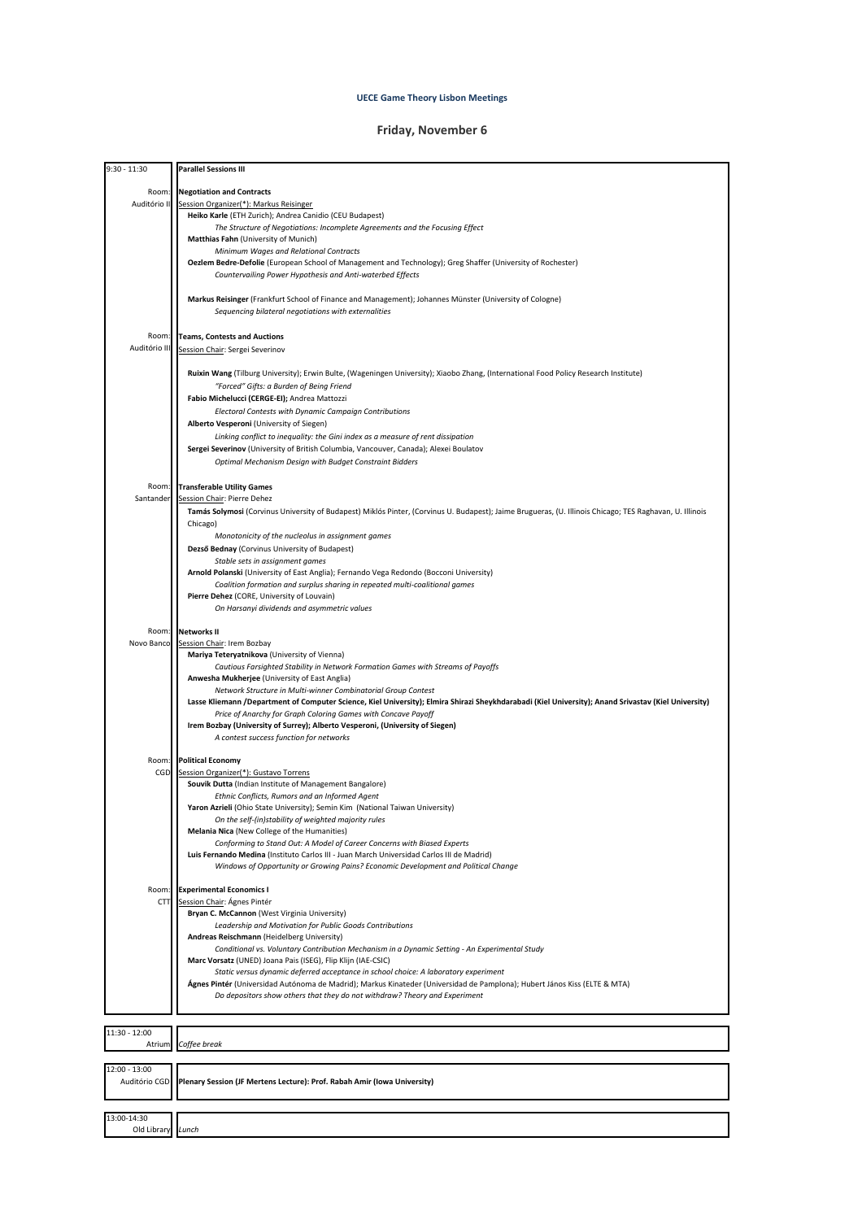**UECE Game Theory Lisbon Meetings**

## Friday, November 6

**9:30 - 11:30 — Parallel Sessions III**

**Room: Auditório II — Negotiation and Contracts**
Session Organizer(*): Markus Reisinger

- **Heiko Karle** (ETH Zurich); Andrea Canidio (CEU Budapest)
  *The Structure of Negotiations: Incomplete Agreements and the Focusing Effect*
- **Matthias Fahn** (University of Munich)
  *Minimum Wages and Relational Contracts*
- **Oezlem Bedre-Defolie** (European School of Management and Technology); Greg Shaffer (University of Rochester)
  *Countervailing Power Hypothesis and Anti-waterbed Effects*
- **Markus Reisinger** (Frankfurt School of Finance and Management); Johannes Münster (University of Cologne)
  *Sequencing bilateral negotiations with externalities*

**Room: Auditório III — Teams, Contests and Auctions**
Session Chair: Sergei Severinov

- **Ruixin Wang** (Tilburg University); Erwin Bulte, (Wageningen University); Xiaobo Zhang, (International Food Policy Research Institute)
  *"Forced" Gifts: a Burden of Being Friend*
- **Fabio Michelucci (CERGE-EI);** Andrea Mattozzi
  *Electoral Contests with Dynamic Campaign Contributions*
- **Alberto Vesperoni** (University of Siegen)
  *Linking conflict to inequality: the Gini index as a measure of rent dissipation*
- **Sergei Severinov** (University of British Columbia, Vancouver, Canada); Alexei Boulatov
  *Optimal Mechanism Design with Budget Constraint Bidders*

**Room: Santander — Transferable Utility Games**
Session Chair: Pierre Dehez

- **Tamás Solymosi** (Corvinus University of Budapest) Miklós Pinter, (Corvinus U. Budapest); Jaime Brugueras, (U. Illinois Chicago; TES Raghavan, U. Illinois Chicago)
  *Monotonicity of the nucleolus in assignment games*
- **Dezső Bednay** (Corvinus University of Budapest)
  *Stable sets in assignment games*
- **Arnold Polanski** (University of East Anglia); Fernando Vega Redondo (Bocconi University)
  *Coalition formation and surplus sharing in repeated multi-coalitional games*
- **Pierre Dehez** (CORE, University of Louvain)
  *On Harsanyi dividends and asymmetric values*

**Room: Novo Banco — Networks II**
Session Chair: Irem Bozbay

- **Mariya Teteryatnikova** (University of Vienna)
  *Cautious Farsighted Stability in Network Formation Games with Streams of Payoffs*
- **Anwesha Mukherjee** (University of East Anglia)
  *Network Structure in Multi-winner Combinatorial Group Contest*
- **Lasse Kliemann /Department of Computer Science, Kiel University); Elmira Shirazi Sheykhdarabadi (Kiel University); Anand Srivastav (Kiel University)**
  *Price of Anarchy for Graph Coloring Games with Concave Payoff*
- **Irem Bozbay (University of Surrey); Alberto Vesperoni, (University of Siegen)**
  *A contest success function for networks*

**Room: CGD — Political Economy**
Session Organizer(*): Gustavo Torrens

- **Souvik Dutta** (Indian Institute of Management Bangalore)
  *Ethnic Conflicts, Rumors and an Informed Agent*
- **Yaron Azrieli** (Ohio State University); Semin Kim (National Taiwan University)
  *On the self-(in)stability of weighted majority rules*
- **Melania Nica** (New College of the Humanities)
  *Conforming to Stand Out: A Model of Career Concerns with Biased Experts*
- **Luis Fernando Medina** (Instituto Carlos III - Juan March Universidad Carlos III de Madrid)
  *Windows of Opportunity or Growing Pains? Economic Development and Political Change*

**Room: CTT — Experimental Economics I**
Session Chair: Ágnes Pintér

- **Bryan C. McCannon** (West Virginia University)
  *Leadership and Motivation for Public Goods Contributions*
- **Andreas Reischmann** (Heidelberg University)
  *Conditional vs. Voluntary Contribution Mechanism in a Dynamic Setting - An Experimental Study*
- **Marc Vorsatz** (UNED) Joana Pais (ISEG), Flip Klijn (IAE-CSIC)
  *Static versus dynamic deferred acceptance in school choice: A laboratory experiment*
- **Ágnes Pintér** (Universidad Autónoma de Madrid); Markus Kinateder (Universidad de Pamplona); Hubert János Kiss (ELTE & MTA)
  *Do depositors show others that they do not withdraw? Theory and Experiment*

**11:30 - 12:00 — Atrium**
*Coffee break*

**12:00 - 13:00 — Auditório CGD**
**Plenary Session (JF Mertens Lecture): Prof. Rabah Amir (Iowa University)**

**13:00-14:30 — Old Library**
*Lunch*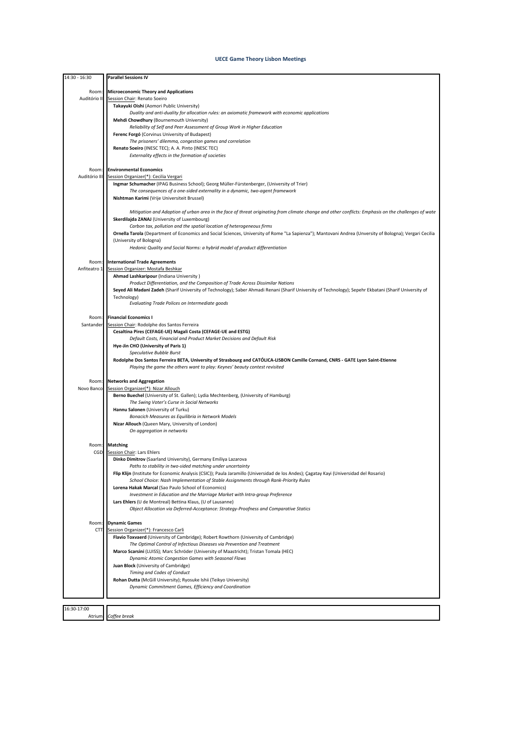# UECE Game Theory Lisbon Meetings

**14:30 - 16:30** — **Parallel Sessions IV**

---

**Room: Auditório II**

**Microeconomic Theory and Applications**

Session Chair: Renato Soeiro

**Takayuki Oishi** (Aomori Public University)
*Duality and anti-duality for allocation rules: an axiomatic framework with economic applications*

**Mehdi Chowdhury** (Bournemouth University)
*Reliability of Self and Peer Assessment of Group Work in Higher Education*

**Ferenc Forgó** (Corvinus University of Budapest)
*The prisoners' dilemma, congestion games and correlation*

**Renato Soeiro** (INESC TEC); A. A. Pinto (INESC TEC)
*Externality effects in the formation of societies*

---

**Room: Auditório III**

**Environmental Economics**

Session Organizer(*): Cecilia Vergari

**Ingmar Schumacher** (IPAG Business School); Georg Müller-Fürstenberger, (University of Trier)
*The consequences of a one-sided externality in a dynamic, two-agent framework*

**Nishtman Karimi** (Vrije Universiteit Brussel)
*Mitigation and Adaption of urban area in the face of threat originating from climate change and other conflicts: Emphasis on the challenges of wate*

**Skerdilajda ZANAJ** (University of Luxembourg)
*Carbon tax, pollution and the spatial location of heterogeneous firms*

**Ornella Tarola** (Department of Economics and Social Sciences, University of Rome "La Sapienza"); Mantovani Andrea (Unversity of Bologna); Vergari Cecilia (University of Bologna)
*Hedonic Quality and Social Norms: a hybrid model of product differentiation*

---

**Room: Anfiteatro 1**

**International Trade Agreements**

Session Organizer: Mostafa Beshkar

**Ahmad Lashkaripour** (Indiana University )
*Product Differentiation, and the Composition of Trade Across Dissimilar Nations*

**Seyed Ali Madani Zadeh** (Sharif University of Technology); Saber Ahmadi Renani (Sharif University of Technology); Sepehr Ekbatani (Sharif University of Technology)
*Evaluating Trade Polices on Intermediate goods*

---

**Room: Santander**

**Financial Economics I**

Session Chair: Rodolphe dos Santos Ferreira

**Cesaltina Pires (CEFAGE-UE) Magali Costa (CEFAGE-UE and ESTG)**
*Default Costs, Financial and Product Market Decisions and Default Risk*

**Hye-Jin CHO (University of Paris 1)**
*Speculative Bubble Burst*

**Rodolphe Dos Santos Ferreira BETA, University of Strasbourg and CATÓLICA-LISBON Camille Cornand, CNRS - GATE Lyon Saint-Etienne**
*Playing the game the others want to play: Keynes' beauty contest revisited*

---

**Room: Novo Banco**

**Networks and Aggregation**

Session Organizer(*): Nizar Allouch

**Berno Buechel** (University of St. Gallen); Lydia Mechtenberg, (University of Hamburg)
*The Swing Voter's Curse in Social Networks*

**Hannu Salonen** (University of Turku)
*Bonacich Measures as Equilibria in Network Models*

**Nizar Allouch** (Queen Mary, University of London)
*On aggregation in networks*

---

**Room: CGD**

**Matching**

Session Chair: Lars Ehlers

**Dinko Dimitrov** (Saarland University), Germany Emiliya Lazarova
*Paths to stability in two-sided matching under uncertainty*

**Flip Klijn** (Institute for Economic Analysis (CSIC)); Paula Jaramillo (Universidad de los Andes); Çagatay Kayi (Universidad del Rosario)
*School Choice: Nash Implementation of Stable Assignments through Rank-Priority Rules*

**Lorena Hakak Marcal** (Sao Paulo School of Economics)
*Investment in Education and the Marriage Market with Intra-group Preference*

**Lars Ehlers** (U de Montreal) Bettina Klaus, (U of Lausanne)
*Object Allocation via Deferred-Acceptance: Strategy-Proofness and Comparative Statics*

---

**Room: CTT**

**Dynamic Games**

Session Organizer(*): Francesco Carli

**Flavio Toxvaerd** (University of Cambridge); Robert Rowthorn (University of Cambridge)
*The Optimal Control of Infectious Diseases via Prevention and Treatment*

**Marco Scarsini** (LUISS); Marc Schröder (University of Maastricht); Tristan Tomala (HEC)
*Dynamic Atomic Congestion Games with Seasonal Flows*

**Juan Block** (University of Cambridge)
*Timing and Codes of Conduct*

**Rohan Dutta** (McGill University); Ryosuke Ishii (Teikyo University)
*Dynamic Commitment Games, Efficiency and Coordination*

---

**16:30-17:00**

Atrium — *Coffee break*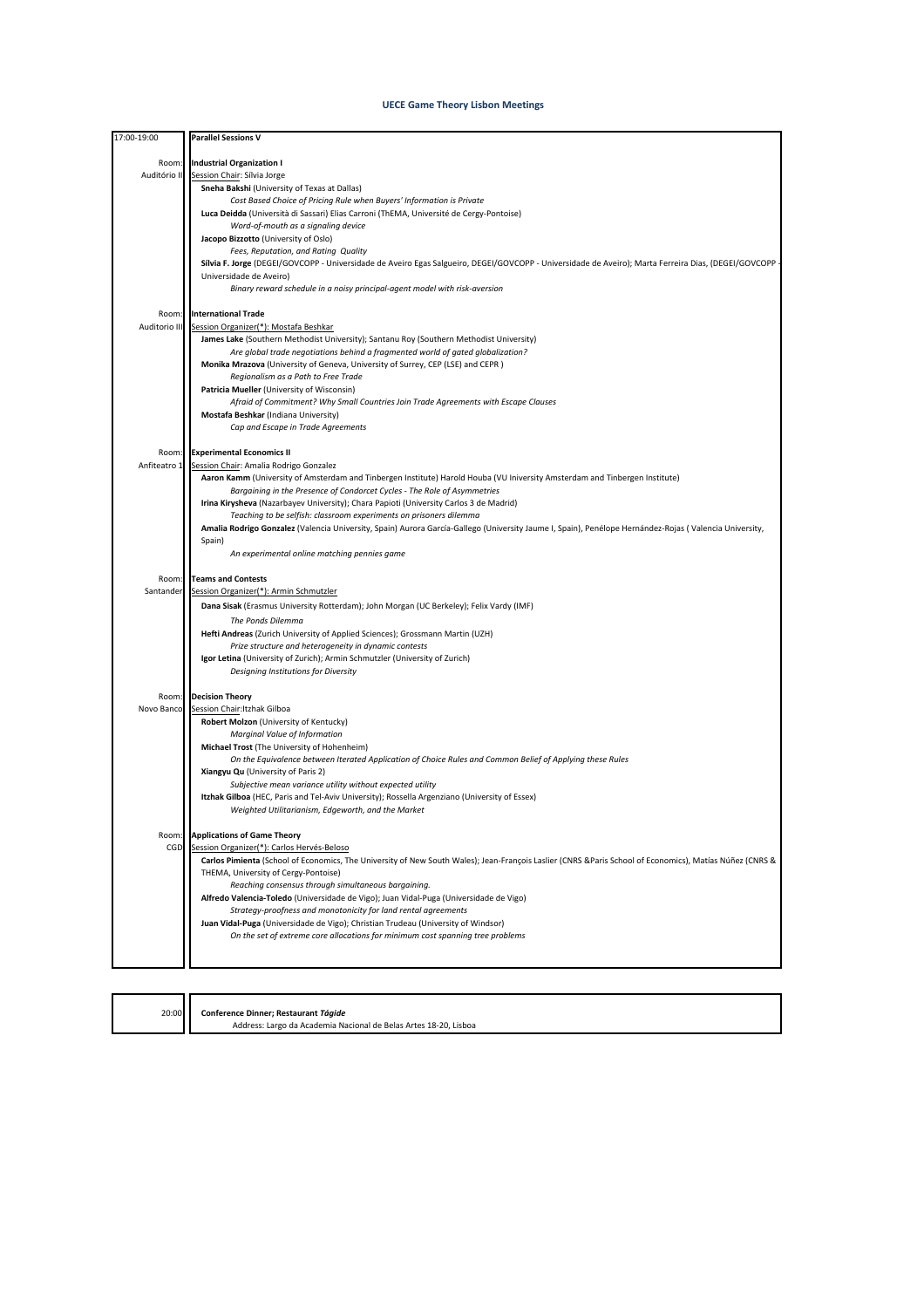# UECE Game Theory Lisbon Meetings

| 17:00-19:00 | **Parallel Sessions V** |
|---|---|
| Room: Auditório II | **Industrial Organization I** |
| | Session Chair: Sílvia Jorge |
| | **Sneha Bakshi** (University of Texas at Dallas) |
| | *Cost Based Choice of Pricing Rule when Buyers' Information is Private* |
| | **Luca Deidda** (Università di Sassari) Elias Carroni (ThEMA, Université de Cergy-Pontoise) |
| | *Word-of-mouth as a signaling device* |
| | **Jacopo Bizzotto** (University of Oslo) |
| | *Fees, Reputation, and Rating Quality* |
| | **Sílvia F. Jorge** (DEGEI/GOVCOPP - Universidade de Aveiro Egas Salgueiro, DEGEI/GOVCOPP - Universidade de Aveiro); Marta Ferreira Dias, (DEGEI/GOVCOPP - Universidade de Aveiro) |
| | *Binary reward schedule in a noisy principal-agent model with risk-aversion* |
| Room: Auditorio III | **International Trade** |
| | Session Organizer(*): Mostafa Beshkar |
| | **James Lake** (Southern Methodist University); Santanu Roy (Southern Methodist University) |
| | *Are global trade negotiations behind a fragmented world of gated globalization?* |
| | **Monika Mrazova** (University of Geneva, University of Surrey, CEP (LSE) and CEPR ) |
| | *Regionalism as a Path to Free Trade* |
| | **Patricia Mueller** (University of Wisconsin) |
| | *Afraid of Commitment? Why Small Countries Join Trade Agreements with Escape Clauses* |
| | **Mostafa Beshkar** (Indiana University) |
| | *Cap and Escape in Trade Agreements* |
| Room: Anfiteatro 1 | **Experimental Economics II** |
| | Session Chair: Amalia Rodrigo Gonzalez |
| | **Aaron Kamm** (University of Amsterdam and Tinbergen Institute) Harold Houba (VU University Amsterdam and Tinbergen Institute) |
| | *Bargaining in the Presence of Condorcet Cycles - The Role of Asymmetries* |
| | **Irina Kirysheva** (Nazarbayev University); Chara Papioti (University Carlos 3 de Madrid) |
| | *Teaching to be selfish: classroom experiments on prisoners dilemma* |
| | **Amalia Rodrigo Gonzalez** (Valencia University, Spain) Aurora García-Gallego (University Jaume I, Spain), Penélope Hernández-Rojas ( Valencia University, Spain) |
| | *An experimental online matching pennies game* |
| Room: Santander | **Teams and Contests** |
| | Session Organizer(*): Armin Schmutzler |
| | **Dana Sisak** (Erasmus University Rotterdam); John Morgan (UC Berkeley); Felix Vardy (IMF) |
| | *The Ponds Dilemma* |
| | **Hefti Andreas** (Zurich University of Applied Sciences); Grossmann Martin (UZH) |
| | *Prize structure and heterogeneity in dynamic contests* |
| | **Igor Letina** (University of Zurich); Armin Schmutzler (University of Zurich) |
| | *Designing Institutions for Diversity* |
| Room: Novo Banco | **Decision Theory** |
| | Session Chair:Itzhak Gilboa |
| | **Robert Molzon** (University of Kentucky) |
| | *Marginal Value of Information* |
| | **Michael Trost** (The University of Hohenheim) |
| | *On the Equivalence between Iterated Application of Choice Rules and Common Belief of Applying these Rules* |
| | **Xiangyu Qu** (University of Paris 2) |
| | *Subjective mean variance utility without expected utility* |
| | **Itzhak Gilboa** (HEC, Paris and Tel-Aviv University); Rossella Argenziano (University of Essex) |
| | *Weighted Utilitarianism, Edgeworth, and the Market* |
| Room: CGD | **Applications of Game Theory** |
| | Session Organizer(*): Carlos Hervés-Beloso |
| | **Carlos Pimienta** (School of Economics, The University of New South Wales); Jean-François Laslier (CNRS &Paris School of Economics), Matías Núñez (CNRS & THEMA, University of Cergy-Pontoise) |
| | *Reaching consensus through simultaneous bargaining.* |
| | **Alfredo Valencia-Toledo** (Universidade de Vigo); Juan Vidal-Puga (Universidade de Vigo) |
| | *Strategy-proofness and monotonicity for land rental agreements* |
| | **Juan Vidal-Puga** (Universidade de Vigo); Christian Trudeau (University of Windsor) |
| | *On the set of extreme core allocations for minimum cost spanning tree problems* |

| 20:00 | **Conference Dinner; Restaurant *Tágide*** |
|---|---|
| | Address: Largo da Academia Nacional de Belas Artes 18-20, Lisboa |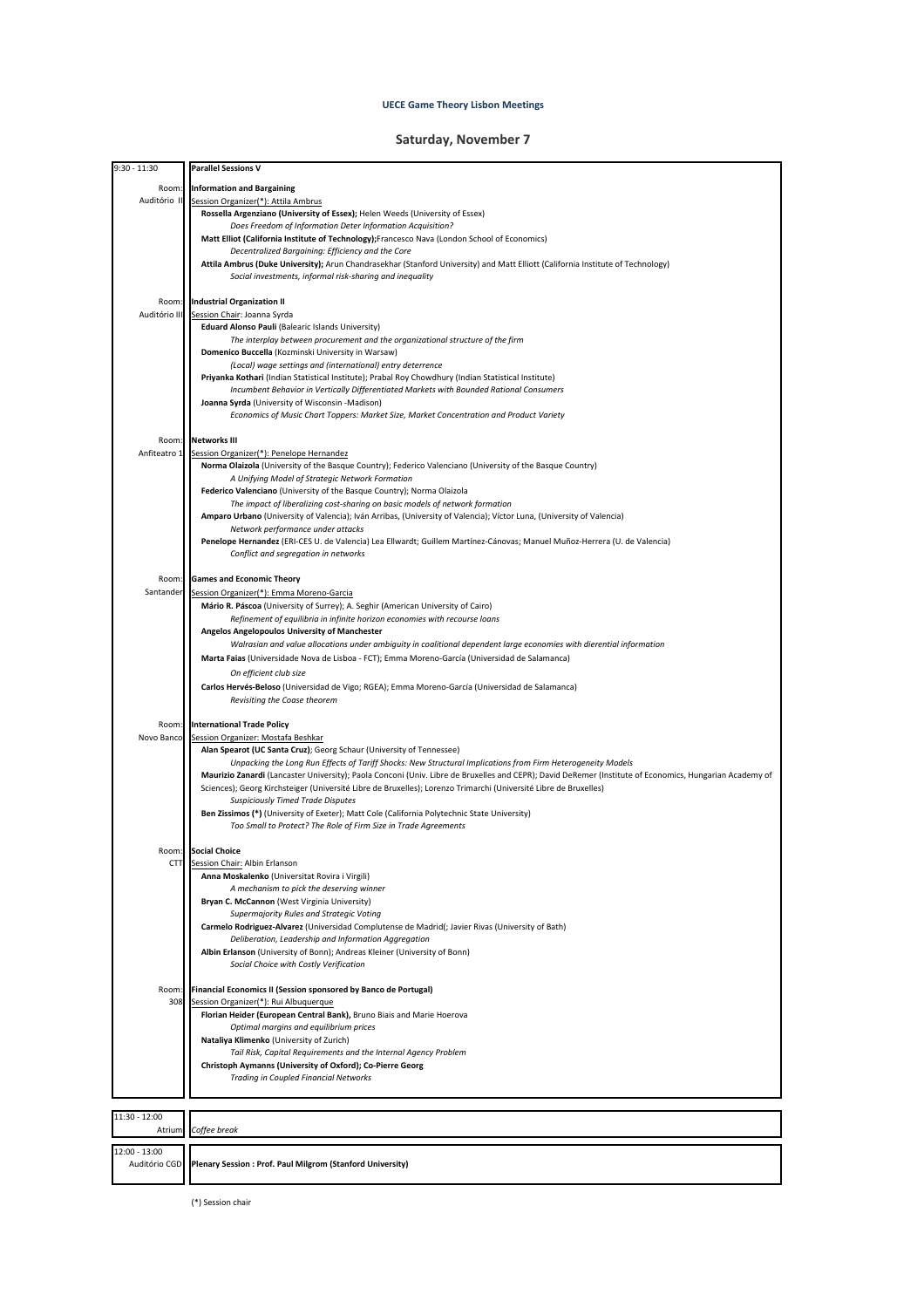**UECE Game Theory Lisbon Meetings**

## Saturday, November 7

**9:30 - 11:30** — **Parallel Sessions V**

---

Room: Auditório II

**Information and Bargaining**

Session Organizer(*): Attila Ambrus

**Rossella Argenziano (University of Essex);** Helen Weeds (University of Essex)
*Does Freedom of Information Deter Information Acquisition?*

**Matt Elliot (California Institute of Technology);**Francesco Nava (London School of Economics)
*Decentralized Bargaining: Efficiency and the Core*

**Attila Ambrus (Duke University);** Arun Chandrasekhar (Stanford University) and Matt Elliott (California Institute of Technology)
*Social investments, informal risk-sharing and inequality*

---

Room: Auditório III

**Industrial Organization II**

Session Chair: Joanna Syrda

**Eduard Alonso Pauli** (Balearic Islands University)
*The interplay between procurement and the organizational structure of the firm*

**Domenico Buccella** (Kozminski University in Warsaw)
*(Local) wage settings and (international) entry deterrence*

**Priyanka Kothari** (Indian Statistical Institute); Prabal Roy Chowdhury (Indian Statistical Institute)
*Incumbent Behavior in Vertically Differentiated Markets with Bounded Rational Consumers*

**Joanna Syrda** (University of Wisconsin -Madison)
*Economics of Music Chart Toppers: Market Size, Market Concentration and Product Variety*

---

Room: Anfiteatro 1

**Networks III**

Session Organizer(*): Penelope Hernandez

**Norma Olaizola** (University of the Basque Country); Federico Valenciano (University of the Basque Country)
*A Unifying Model of Strategic Network Formation*

**Federico Valenciano** (University of the Basque Country); Norma Olaizola
*The impact of liberalizing cost-sharing on basic models of network formation*

**Amparo Urbano** (University of Valencia); Iván Arribas, (University of Valencia); Víctor Luna, (University of Valencia)
*Network performance under attacks*

**Penelope Hernandez** (ERI-CES U. de Valencia) Lea Ellwardt; Guillem Martínez-Cánovas; Manuel Muñoz-Herrera (U. de Valencia)
*Conflict and segregation in networks*

---

Room: Santander

**Games and Economic Theory**

Session Organizer(*): Emma Moreno-Garcia

**Mário R. Páscoa** (University of Surrey); A. Seghir (American University of Cairo)
*Refinement of equilibria in infinite horizon economies with recourse loans*

**Angelos Angelopoulos University of Manchester**
*Walrasian and value allocations under ambiguity in coalitional dependent large economies with dierential information*

**Marta Faias** (Universidade Nova de Lisboa - FCT); Emma Moreno-García (Universidad de Salamanca)
*On efficient club size*

**Carlos Hervés-Beloso** (Universidad de Vigo; RGEA); Emma Moreno-García (Universidad de Salamanca)
*Revisiting the Coase theorem*

---

Room: Novo Banco

**International Trade Policy**

Session Organizer: Mostafa Beshkar

**Alan Spearot (UC Santa Cruz)**; Georg Schaur (University of Tennessee)
*Unpacking the Long Run Effects of Tariff Shocks: New Structural Implications from Firm Heterogeneity Models*

**Maurizio Zanardi** (Lancaster University); Paola Conconi (Univ. Libre de Bruxelles and CEPR); David DeRemer (Institute of Economics, Hungarian Academy of Sciences); Georg Kirchsteiger (Université Libre de Bruxelles); Lorenzo Trimarchi (Université Libre de Bruxelles)
*Suspiciously Timed Trade Disputes*

**Ben Zissimos (*)** (University of Exeter); Matt Cole (California Polytechnic State University)
*Too Small to Protect? The Role of Firm Size in Trade Agreements*

---

Room: CTT

**Social Choice**

Session Chair: Albin Erlanson

**Anna Moskalenko** (Universitat Rovira i Virgili)
*A mechanism to pick the deserving winner*

**Bryan C. McCannon** (West Virginia University)
*Supermajority Rules and Strategic Voting*

**Carmelo Rodriguez-Alvarez** (Universidad Complutense de Madrid(; Javier Rivas (University of Bath)
*Deliberation, Leadership and Information Aggregation*

**Albin Erlanson** (University of Bonn); Andreas Kleiner (University of Bonn)
*Social Choice with Costly Verification*

---

Room: 308

**Financial Economics II (Session sponsored by Banco de Portugal)**

Session Organizer(*): Rui Albuquerque

**Florian Heider (European Central Bank),** Bruno Biais and Marie Hoerova
*Optimal margins and equilibrium prices*

**Nataliya Klimenko** (University of Zurich)
*Tail Risk, Capital Requirements and the Internal Agency Problem*

**Christoph Aymanns (University of Oxford); Co-Pierre Georg**
*Trading in Coupled Financial Networks*

---

**11:30 - 12:00** — Atrium — *Coffee break*

---

**12:00 - 13:00** — Auditório CGD — **Plenary Session : Prof. Paul Milgrom (Stanford University)**

---

(*) Session chair